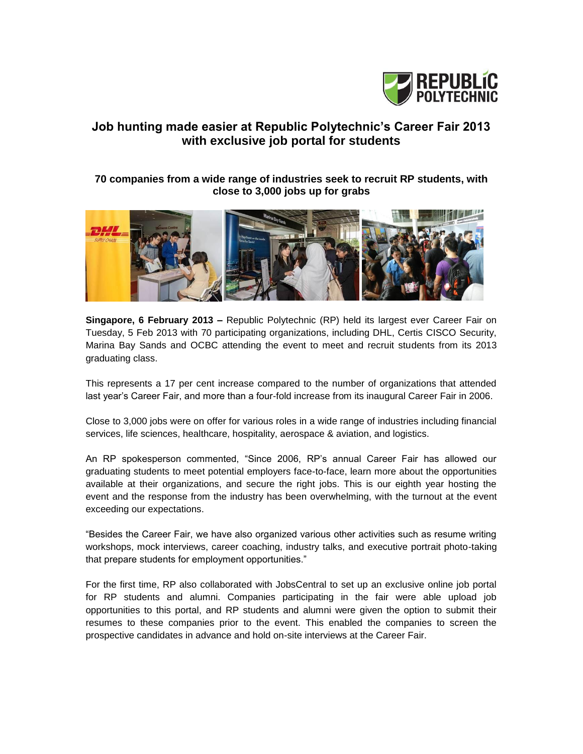# Job hunting made easier at Republic Polytechnic's Career Fair 2013 with exclusive job portal for students

### 70 companies from a wide range of industries seek to recruit RP students, with close to 3,000 jobs up for grabs

**Singapore, 6 February 2013 –** Republic Polytechnic (RP) held its largest ever Career Fair on Tuesday, 5 Feb 2013 with 70 participating organizations, including DHL, Certis CISCO Security, Marina Bay Sands and OCBC attending the event to meet and recruit students from its 2013 graduating class.

This represents a 17 per cent increase compared to the number of organizations that attended last year's Career Fair, and more than a four-fold increase from its inaugural Career Fair in 2006.

Close to 3,000 jobs were on offer for various roles in a wide range of industries including financial services, life sciences, healthcare, hospitality, aerospace & aviation, and logistics.

An RP spokesperson commented, "Since 2006, RP's annual Career Fair has allowed our graduating students to meet potential employers face-to-face, learn more about the opportunities available at their organizations, and secure the right jobs. This is our eighth year hosting the event and the response from the industry has been overwhelming, with the turnout at the event exceeding our expectations.

"Besides the Career Fair, we have also organized various other activities such as resume writing workshops, mock interviews, career coaching, industry talks, and executive portrait photo-taking that prepare students for employment opportunities."

For the first time, RP also collaborated with JobsCentral to set up an exclusive online job portal for RP students and alumni. Companies participating in the fair were able upload job opportunities to this portal, and RP students and alumni were given the option to submit their resumes to these companies prior to the event. This enabled the companies to screen the prospective candidates in advance and hold on-site interviews at the Career Fair.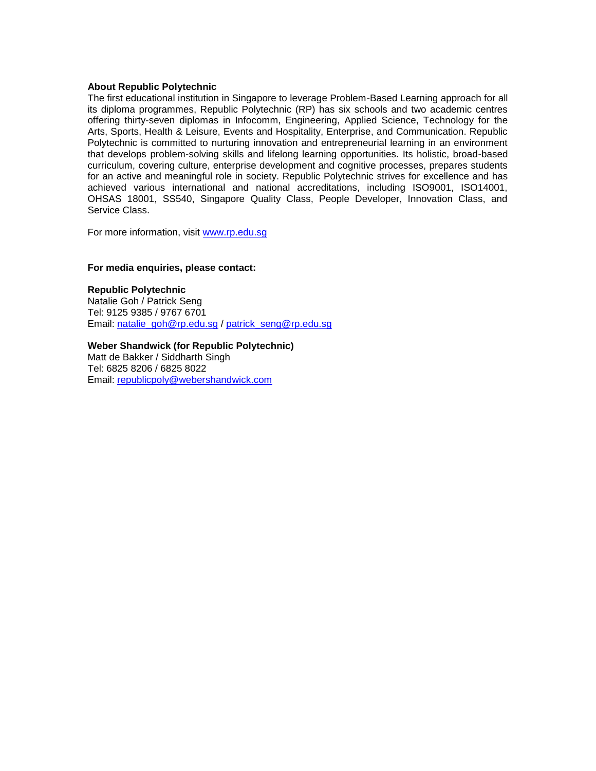**About Republic Polytechnic**

The first educational institution in Singapore to leverage Problem-Based Learning approach for all its diploma programmes, Republic Polytechnic (RP) has six schools and two academic centres offering thirty-seven diplomas in Infocomm, Engineering, Applied Science, Technology for the Arts, Sports, Health & Leisure, Events and Hospitality, Enterprise, and Communication. Republic Polytechnic is committed to nurturing innovation and entrepreneurial learning in an environment that develops problem-solving skills and lifelong learning opportunities. Its holistic, broad-based curriculum, covering culture, enterprise development and cognitive processes, prepares students for an active and meaningful role in society. Republic Polytechnic strives for excellence and has achieved various international and national accreditations, including ISO9001, ISO14001, OHSAS 18001, SS540, Singapore Quality Class, People Developer, Innovation Class, and Service Class.

For more information, visit www.rp.edu.sg

**For media enquiries, please contact:**

**Republic Polytechnic**
Natalie Goh / Patrick Seng
Tel: 9125 9385 / 9767 6701
Email: natalie_goh@rp.edu.sg / patrick_seng@rp.edu.sg

**Weber Shandwick (for Republic Polytechnic)**
Matt de Bakker / Siddharth Singh
Tel: 6825 8206 / 6825 8022
Email: republicpoly@webershandwick.com